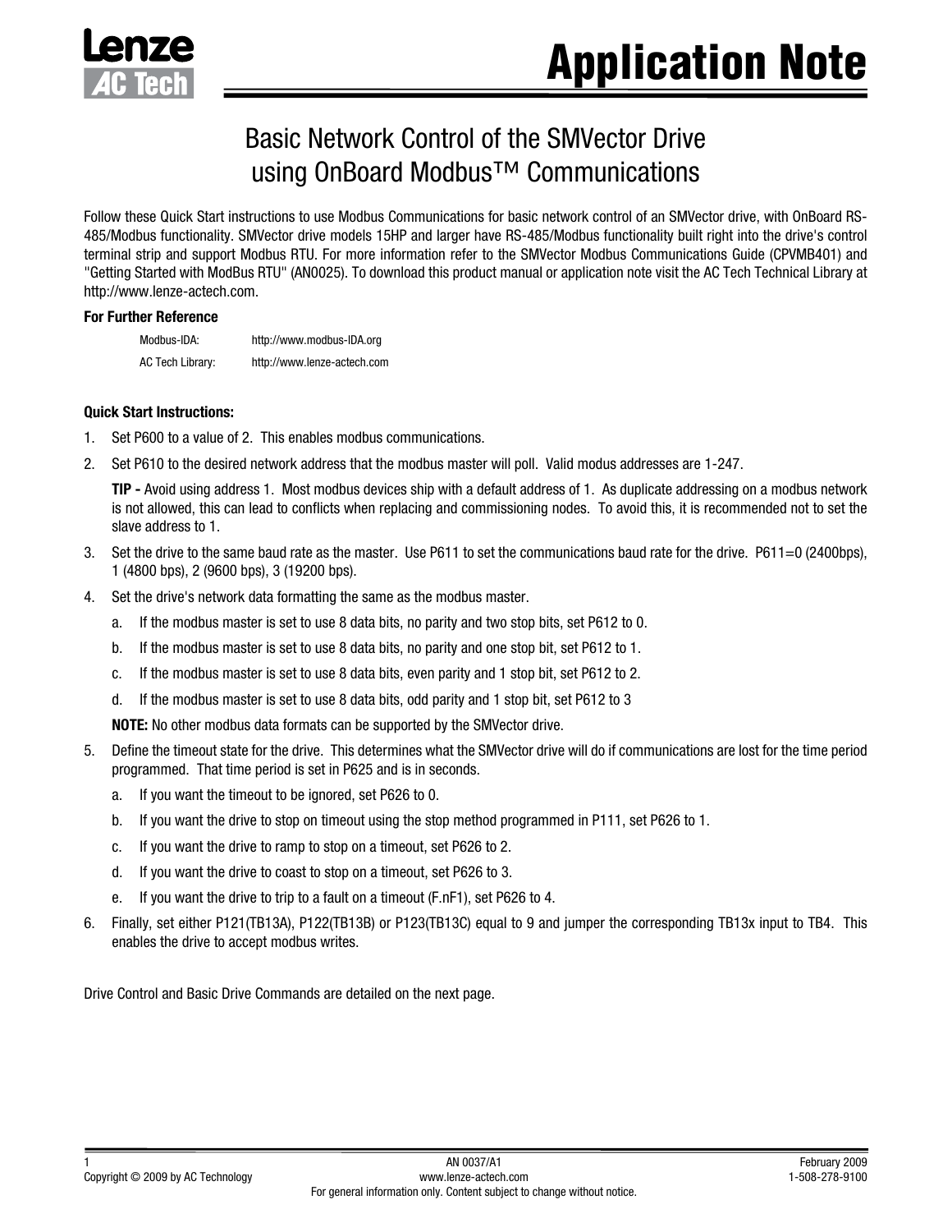# Application Note

## Basic Network Control of the SMVector Drive using OnBoard Modbus™ Communications

Follow these Quick Start instructions to use Modbus Communications for basic network control of an SMVector drive, with OnBoard RS-485/Modbus functionality. SMVector drive models 15HP and larger have RS-485/Modbus functionality built right into the drive's control terminal strip and support Modbus RTU. For more information refer to the SMVector Modbus Communications Guide (CPVMB401) and "Getting Started with ModBus RTU" (AN0025). To download this product manual or application note visit the AC Tech Technical Library at http://www.lenze-actech.com.

**For Further Reference**

| | |
|---|---|
| Modbus-IDA: | http://www.modbus-IDA.org |
| AC Tech Library: | http://www.lenze-actech.com |

**Quick Start Instructions:**

1. Set P600 to a value of 2. This enables modbus communications.
2. Set P610 to the desired network address that the modbus master will poll. Valid modus addresses are 1-247.

   **TIP -** Avoid using address 1. Most modbus devices ship with a default address of 1. As duplicate addressing on a modbus network is not allowed, this can lead to conflicts when replacing and commissioning nodes. To avoid this, it is recommended not to set the slave address to 1.
3. Set the drive to the same baud rate as the master. Use P611 to set the communications baud rate for the drive. P611=0 (2400bps), 1 (4800 bps), 2 (9600 bps), 3 (19200 bps).
4. Set the drive's network data formatting the same as the modbus master.
   a. If the modbus master is set to use 8 data bits, no parity and two stop bits, set P612 to 0.
   b. If the modbus master is set to use 8 data bits, no parity and one stop bit, set P612 to 1.
   c. If the modbus master is set to use 8 data bits, even parity and 1 stop bit, set P612 to 2.
   d. If the modbus master is set to use 8 data bits, odd parity and 1 stop bit, set P612 to 3

   **NOTE:** No other modbus data formats can be supported by the SMVector drive.
5. Define the timeout state for the drive. This determines what the SMVector drive will do if communications are lost for the time period programmed. That time period is set in P625 and is in seconds.
   a. If you want the timeout to be ignored, set P626 to 0.
   b. If you want the drive to stop on timeout using the stop method programmed in P111, set P626 to 1.
   c. If you want the drive to ramp to stop on a timeout, set P626 to 2.
   d. If you want the drive to coast to stop on a timeout, set P626 to 3.
   e. If you want the drive to trip to a fault on a timeout (F.nF1), set P626 to 4.
6. Finally, set either P121(TB13A), P122(TB13B) or P123(TB13C) equal to 9 and jumper the corresponding TB13x input to TB4. This enables the drive to accept modbus writes.

Drive Control and Basic Drive Commands are detailed on the next page.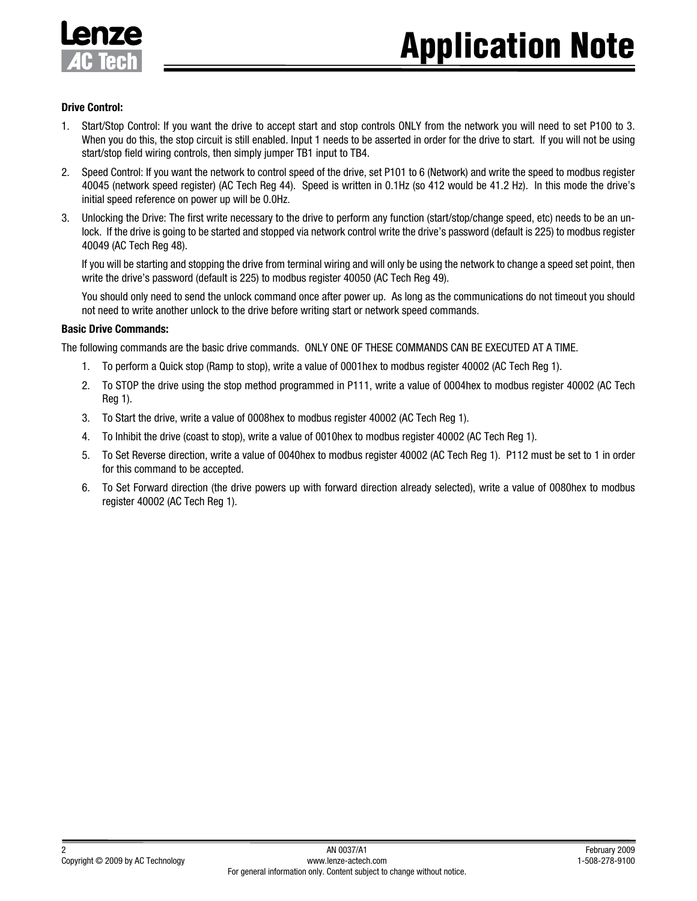**Drive Control:**

1. Start/Stop Control: If you want the drive to accept start and stop controls ONLY from the network you will need to set P100 to 3. When you do this, the stop circuit is still enabled. Input 1 needs to be asserted in order for the drive to start. If you will not be using start/stop field wiring controls, then simply jumper TB1 input to TB4.
2. Speed Control: If you want the network to control speed of the drive, set P101 to 6 (Network) and write the speed to modbus register 40045 (network speed register) (AC Tech Reg 44). Speed is written in 0.1Hz (so 412 would be 41.2 Hz). In this mode the drive's initial speed reference on power up will be 0.0Hz.
3. Unlocking the Drive: The first write necessary to the drive to perform any function (start/stop/change speed, etc) needs to be an unlock. If the drive is going to be started and stopped via network control write the drive's password (default is 225) to modbus register 40049 (AC Tech Reg 48).

   If you will be starting and stopping the drive from terminal wiring and will only be using the network to change a speed set point, then write the drive's password (default is 225) to modbus register 40050 (AC Tech Reg 49).

   You should only need to send the unlock command once after power up. As long as the communications do not timeout you should not need to write another unlock to the drive before writing start or network speed commands.

**Basic Drive Commands:**

The following commands are the basic drive commands. ONLY ONE OF THESE COMMANDS CAN BE EXECUTED AT A TIME.

1. To perform a Quick stop (Ramp to stop), write a value of 0001hex to modbus register 40002 (AC Tech Reg 1).
2. To STOP the drive using the stop method programmed in P111, write a value of 0004hex to modbus register 40002 (AC Tech Reg 1).
3. To Start the drive, write a value of 0008hex to modbus register 40002 (AC Tech Reg 1).
4. To Inhibit the drive (coast to stop), write a value of 0010hex to modbus register 40002 (AC Tech Reg 1).
5. To Set Reverse direction, write a value of 0040hex to modbus register 40002 (AC Tech Reg 1). P112 must be set to 1 in order for this command to be accepted.
6. To Set Forward direction (the drive powers up with forward direction already selected), write a value of 0080hex to modbus register 40002 (AC Tech Reg 1).